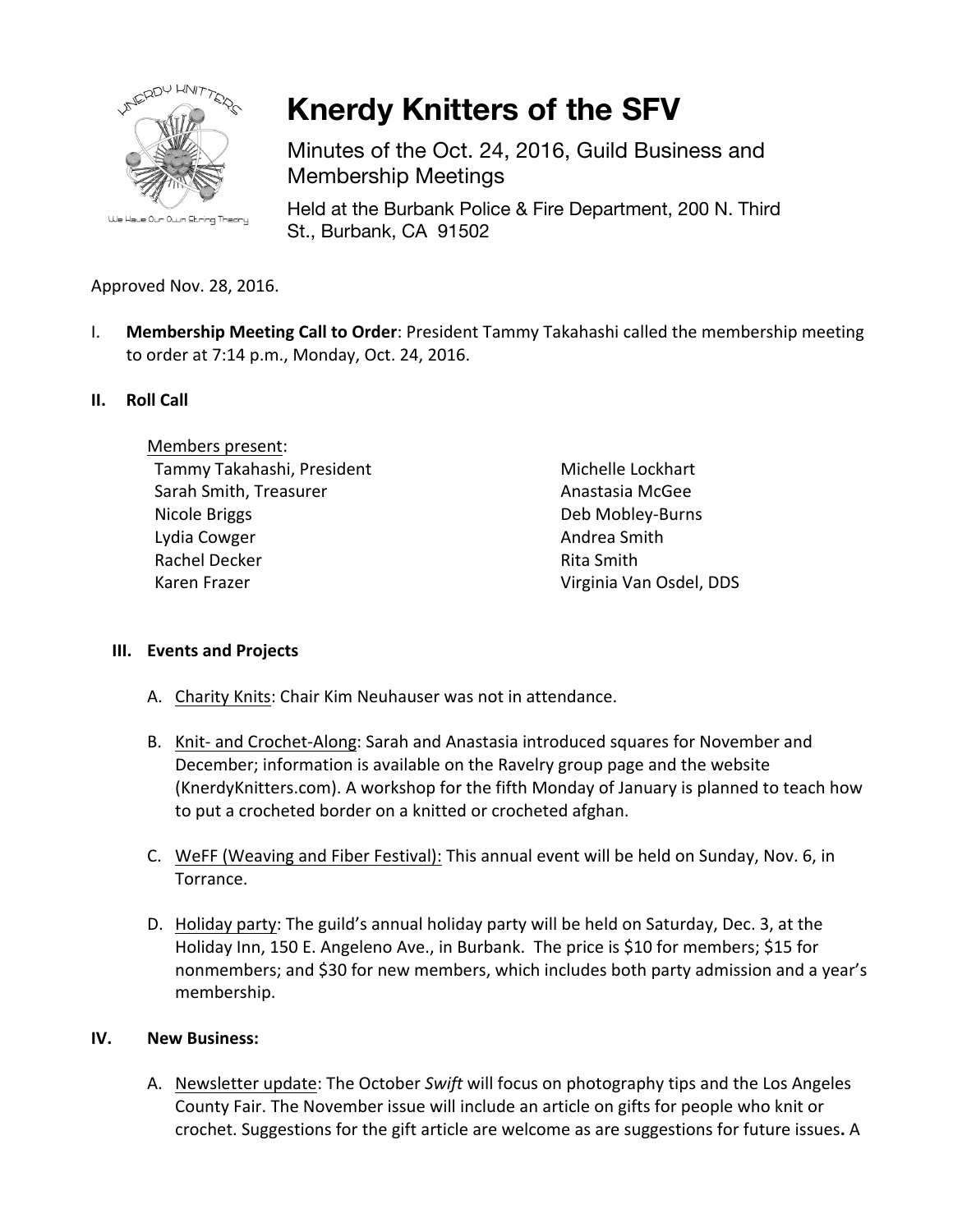# Knerdy Knitters of the SFV

Minutes of the Oct. 24, 2016, Guild Business and Membership Meetings

Held at the Burbank Police & Fire Department, 200 N. Third St., Burbank, CA 91502

Approved Nov. 28, 2016.

I. **Membership Meeting Call to Order**: President Tammy Takahashi called the membership meeting to order at 7:14 p.m., Monday, Oct. 24, 2016.

## II. Roll Call

Members present:

- Tammy Takahashi, President
- Sarah Smith, Treasurer
- Nicole Briggs
- Lydia Cowger
- Rachel Decker
- Karen Frazer
- Michelle Lockhart
- Anastasia McGee
- Deb Mobley-Burns
- Andrea Smith
- Rita Smith
- Virginia Van Osdel, DDS

## III. Events and Projects

A. Charity Knits: Chair Kim Neuhauser was not in attendance.

B. Knit- and Crochet-Along: Sarah and Anastasia introduced squares for November and December; information is available on the Ravelry group page and the website (KnerdyKnitters.com). A workshop for the fifth Monday of January is planned to teach how to put a crocheted border on a knitted or crocheted afghan.

C. WeFF (Weaving and Fiber Festival): This annual event will be held on Sunday, Nov. 6, in Torrance.

D. Holiday party: The guild's annual holiday party will be held on Saturday, Dec. 3, at the Holiday Inn, 150 E. Angeleno Ave., in Burbank. The price is $10 for members; $15 for nonmembers; and $30 for new members, which includes both party admission and a year's membership.

## IV. New Business:

A. Newsletter update: The October *Swift* will focus on photography tips and the Los Angeles County Fair. The November issue will include an article on gifts for people who knit or crochet. Suggestions for the gift article are welcome as are suggestions for future issues**.** A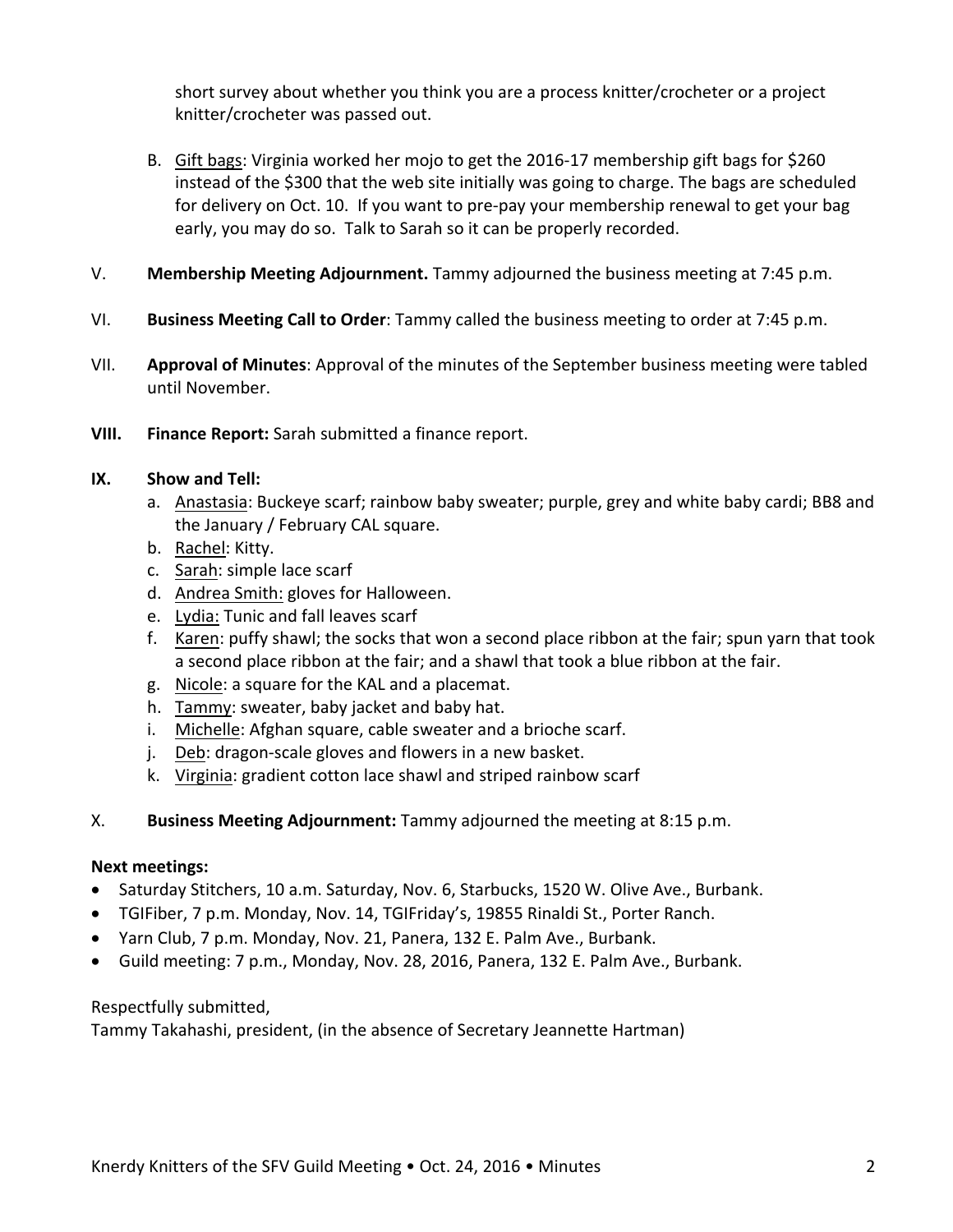short survey about whether you think you are a process knitter/crocheter or a project knitter/crocheter was passed out.

B. Gift bags: Virginia worked her mojo to get the 2016-17 membership gift bags for $260 instead of the $300 that the web site initially was going to charge. The bags are scheduled for delivery on Oct. 10. If you want to pre-pay your membership renewal to get your bag early, you may do so. Talk to Sarah so it can be properly recorded.

V. **Membership Meeting Adjournment.** Tammy adjourned the business meeting at 7:45 p.m.

VI. **Business Meeting Call to Order**: Tammy called the business meeting to order at 7:45 p.m.

VII. **Approval of Minutes**: Approval of the minutes of the September business meeting were tabled until November.

**VIII. Finance Report:** Sarah submitted a finance report.

**IX. Show and Tell:**

a. Anastasia: Buckeye scarf; rainbow baby sweater; purple, grey and white baby cardi; BB8 and the January / February CAL square.
b. Rachel: Kitty.
c. Sarah: simple lace scarf
d. Andrea Smith: gloves for Halloween.
e. Lydia: Tunic and fall leaves scarf
f. Karen: puffy shawl; the socks that won a second place ribbon at the fair; spun yarn that took a second place ribbon at the fair; and a shawl that took a blue ribbon at the fair.
g. Nicole: a square for the KAL and a placemat.
h. Tammy: sweater, baby jacket and baby hat.
i. Michelle: Afghan square, cable sweater and a brioche scarf.
j. Deb: dragon-scale gloves and flowers in a new basket.
k. Virginia: gradient cotton lace shawl and striped rainbow scarf

X. **Business Meeting Adjournment:** Tammy adjourned the meeting at 8:15 p.m.

**Next meetings:**

- Saturday Stitchers, 10 a.m. Saturday, Nov. 6, Starbucks, 1520 W. Olive Ave., Burbank.
- TGIFiber, 7 p.m. Monday, Nov. 14, TGIFriday's, 19855 Rinaldi St., Porter Ranch.
- Yarn Club, 7 p.m. Monday, Nov. 21, Panera, 132 E. Palm Ave., Burbank.
- Guild meeting: 7 p.m., Monday, Nov. 28, 2016, Panera, 132 E. Palm Ave., Burbank.

Respectfully submitted,
Tammy Takahashi, president, (in the absence of Secretary Jeannette Hartman)